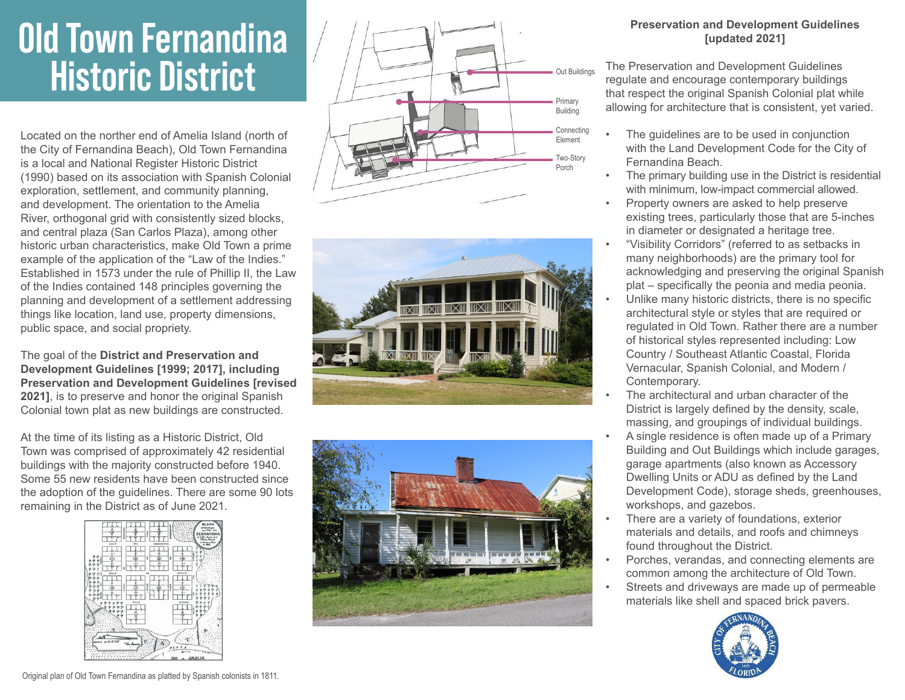# Old Town Fernandina Historic District

Located on the norther end of Amelia Island (north of the City of Fernandina Beach), Old Town Fernandina is a local and National Register Historic District (1990) based on its association with Spanish Colonial exploration, settlement, and community planning, and development. The orientation to the Amelia River, orthogonal grid with consistently sized blocks, and central plaza (San Carlos Plaza), among other historic urban characteristics, make Old Town a prime example of the application of the "Law of the Indies." Established in 1573 under the rule of Phillip II, the Law of the Indies contained 148 principles governing the planning and development of a settlement addressing things like location, land use, property dimensions, public space, and social propriety.

The goal of the **District and Preservation and Development Guidelines [1999; 2017], including Preservation and Development Guidelines [revised 2021]**, is to preserve and honor the original Spanish Colonial town plat as new buildings are constructed.

At the time of its listing as a Historic District, Old Town was comprised of approximately 42 residential buildings with the majority constructed before 1940. Some 55 new residents have been constructed since the adoption of the guidelines. There are some 90 lots remaining in the District as of June 2021.

Original plan of Old Town Fernandina as platted by Spanish colonists in 1811.

Out Buildings

Primary Building

Connecting Element

Two-Story Porch

**Preservation and Development Guidelines [updated 2021]**

The Preservation and Development Guidelines regulate and encourage contemporary buildings that respect the original Spanish Colonial plat while allowing for architecture that is consistent, yet varied.

- The guidelines are to be used in conjunction with the Land Development Code for the City of Fernandina Beach.
- The primary building use in the District is residential with minimum, low-impact commercial allowed.
- Property owners are asked to help preserve existing trees, particularly those that are 5-inches in diameter or designated a heritage tree.
- "Visibility Corridors" (referred to as setbacks in many neighborhoods) are the primary tool for acknowledging and preserving the original Spanish plat – specifically the peonia and media peonia.
- Unlike many historic districts, there is no specific architectural style or styles that are required or regulated in Old Town. Rather there are a number of historical styles represented including: Low Country / Southeast Atlantic Coastal, Florida Vernacular, Spanish Colonial, and Modern / Contemporary.
- The architectural and urban character of the District is largely defined by the density, scale, massing, and groupings of individual buildings.
- A single residence is often made up of a Primary Building and Out Buildings which include garages, garage apartments (also known as Accessory Dwelling Units or ADU as defined by the Land Development Code), storage sheds, greenhouses, workshops, and gazebos.
- There are a variety of foundations, exterior materials and details, and roofs and chimneys found throughout the District.
- Porches, verandas, and connecting elements are common among the architecture of Old Town.
- Streets and driveways are made up of permeable materials like shell and spaced brick pavers.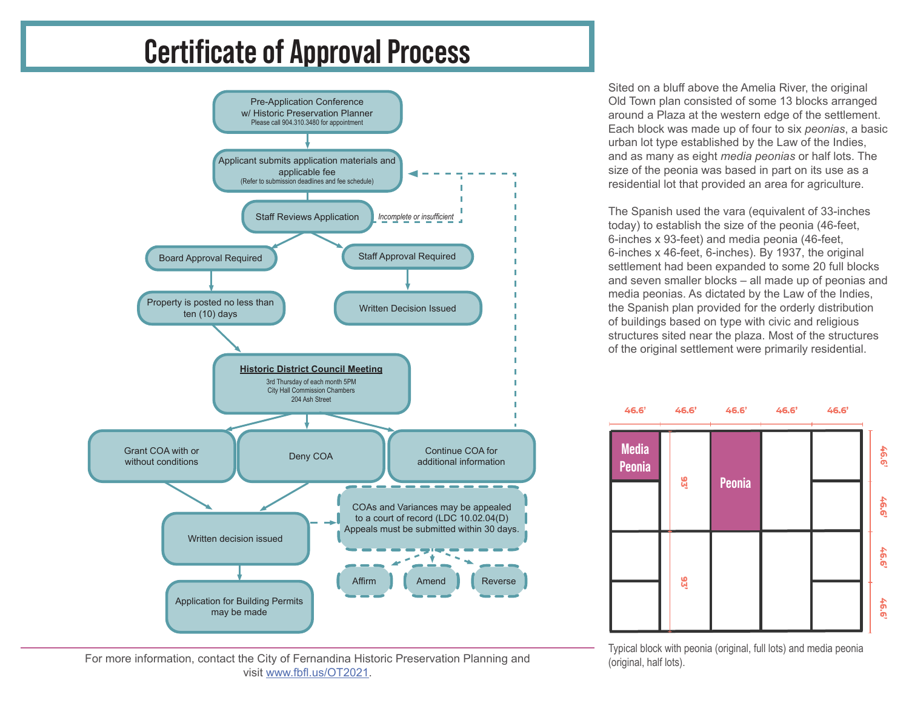# Certificate of Approval Process

Pre-Application Conference w/ Historic Preservation Planner
Please call 904.310.3480 for appointment

Applicant submits application materials and applicable fee
(Refer to submission deadlines and fee schedule)

Staff Reviews Application

*Incomplete or insufficient*

Board Approval Required

Staff Approval Required

Property is posted no less than ten (10) days

Written Decision Issued

**Historic District Council Meeting**
3rd Thursday of each month 5PM
City Hall Commission Chambers
204 Ash Street

Grant COA with or without conditions

Deny COA

Continue COA for additional information

Written decision issued

COAs and Variances may be appealed to a court of record (LDC 10.02.04(D) Appeals must be submitted within 30 days.

Affirm

Amend

Reverse

Application for Building Permits may be made

For more information, contact the City of Fernandina Historic Preservation Planning and visit [www.fbfl.us/OT2021](www.fbfl.us/OT2021).

Sited on a bluff above the Amelia River, the original Old Town plan consisted of some 13 blocks arranged around a Plaza at the western edge of the settlement. Each block was made up of four to six *peonias*, a basic urban lot type established by the Law of the Indies, and as many as eight *media peonias* or half lots. The size of the peonia was based in part on its use as a residential lot that provided an area for agriculture.

The Spanish used the vara (equivalent of 33-inches today) to establish the size of the peonia (46-feet, 6-inches x 93-feet) and media peonia (46-feet, 6-inches x 46-feet, 6-inches). By 1937, the original settlement had been expanded to some 20 full blocks and seven smaller blocks – all made up of peonias and media peonias. As dictated by the Law of the Indies, the Spanish plan provided for the orderly distribution of buildings based on type with civic and religious structures sited near the plaza. Most of the structures of the original settlement were primarily residential.

46.6'
46.6'
46.6'
46.6'
46.6'
Media Peonia
Peonia
93'
93'
46.6'
46.6'
46.6'
46.6'

Typical block with peonia (original, full lots) and media peonia (original, half lots).